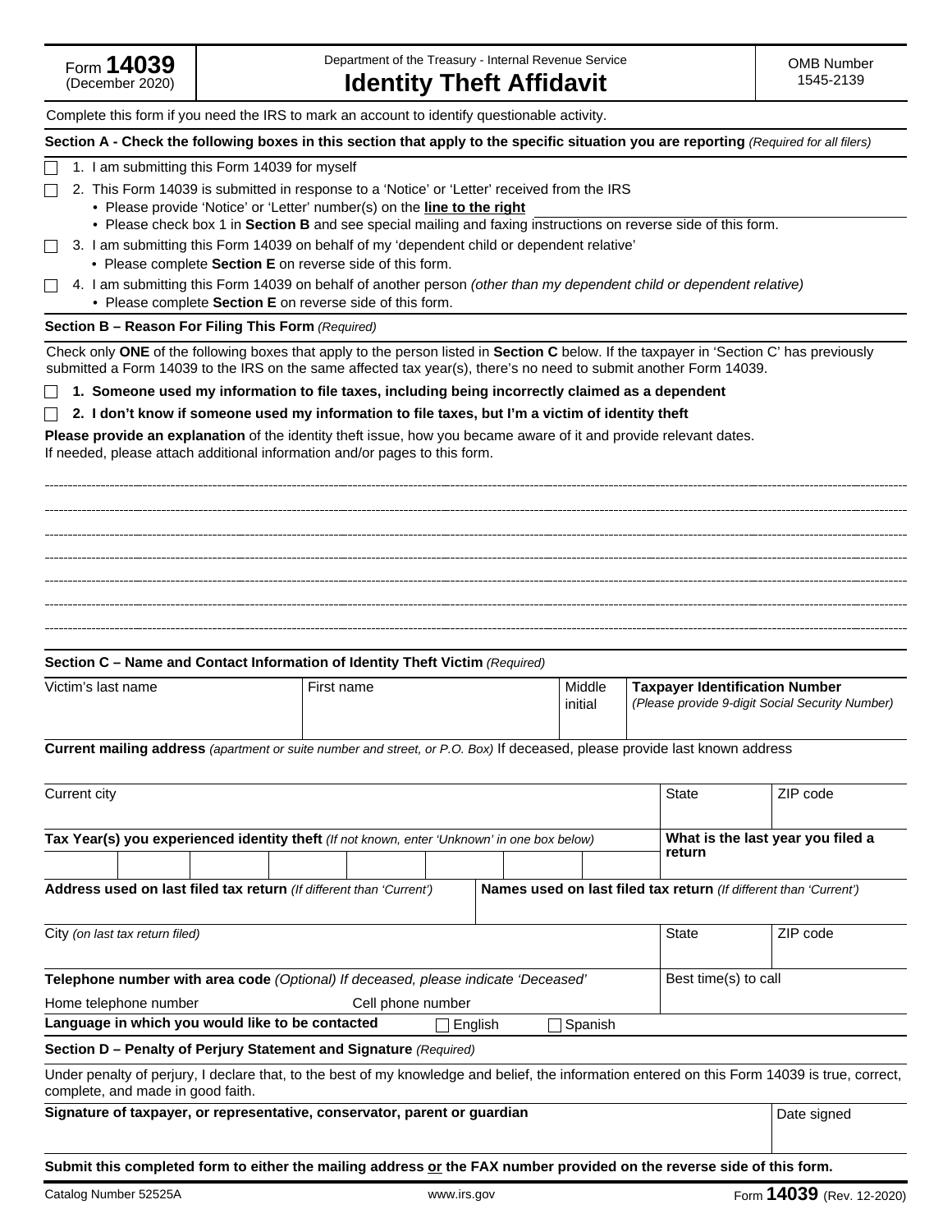Form **14039** (December 2020)

Department of the Treasury - Internal Revenue Service

# Identity Theft Affidavit

OMB Number 1545-2139

Complete this form if you need the IRS to mark an account to identify questionable activity.

**Section A - Check the following boxes in this section that apply to the specific situation you are reporting** *(Required for all filers)*

☐ 1. I am submitting this Form 14039 for myself

☐ 2. This Form 14039 is submitted in response to a 'Notice' or 'Letter' received from the IRS
- Please provide 'Notice' or 'Letter' number(s) on the **line to the right**
- Please check box 1 in **Section B** and see special mailing and faxing instructions on reverse side of this form.

☐ 3. I am submitting this Form 14039 on behalf of my 'dependent child or dependent relative'
- Please complete **Section E** on reverse side of this form.

☐ 4. I am submitting this Form 14039 on behalf of another person *(other than my dependent child or dependent relative)*
- Please complete **Section E** on reverse side of this form.

**Section B – Reason For Filing This Form** *(Required)*

Check only **ONE** of the following boxes that apply to the person listed in **Section C** below. If the taxpayer in 'Section C' has previously submitted a Form 14039 to the IRS on the same affected tax year(s), there's no need to submit another Form 14039.

☐ **1. Someone used my information to file taxes, including being incorrectly claimed as a dependent**

☐ **2. I don't know if someone used my information to file taxes, but I'm a victim of identity theft**

**Please provide an explanation** of the identity theft issue, how you became aware of it and provide relevant dates. If needed, please attach additional information and/or pages to this form.

**Section C – Name and Contact Information of Identity Theft Victim** *(Required)*

| Victim's last name | First name | Middle initial | **Taxpayer Identification Number** *(Please provide 9-digit Social Security Number)* |
|---|---|---|---|
| | | | |

**Current mailing address** *(apartment or suite number and street, or P.O. Box)* If deceased, please provide last known address

| Current city | State | ZIP code |
|---|---|---|
| | | |

| **Tax Year(s) you experienced identity theft** *(If not known, enter 'Unknown' in one box below)* | | | | | | | | **What is the last year you filed a return** |
|---|---|---|---|---|---|---|---|---|
| | | | | | | | | |

| **Address used on last filed tax return** *(If different than 'Current')* | **Names used on last filed tax return** *(If different than 'Current')* |
|---|---|
| | |

| City *(on last tax return filed)* | State | ZIP code |
|---|---|---|
| | | |

| **Telephone number with area code** *(Optional) If deceased, please indicate 'Deceased'* | | Best time(s) to call |
|---|---|---|
| Home telephone number | Cell phone number | |

**Language in which you would like to be contacted** ☐ English ☐ Spanish

**Section D – Penalty of Perjury Statement and Signature** *(Required)*

Under penalty of perjury, I declare that, to the best of my knowledge and belief, the information entered on this Form 14039 is true, correct, complete, and made in good faith.

| **Signature of taxpayer, or representative, conservator, parent or guardian** | Date signed |
|---|---|
| | |

**Submit this completed form to either the mailing address or the FAX number provided on the reverse side of this form.**

Catalog Number 52525A www.irs.gov Form **14039** (Rev. 12-2020)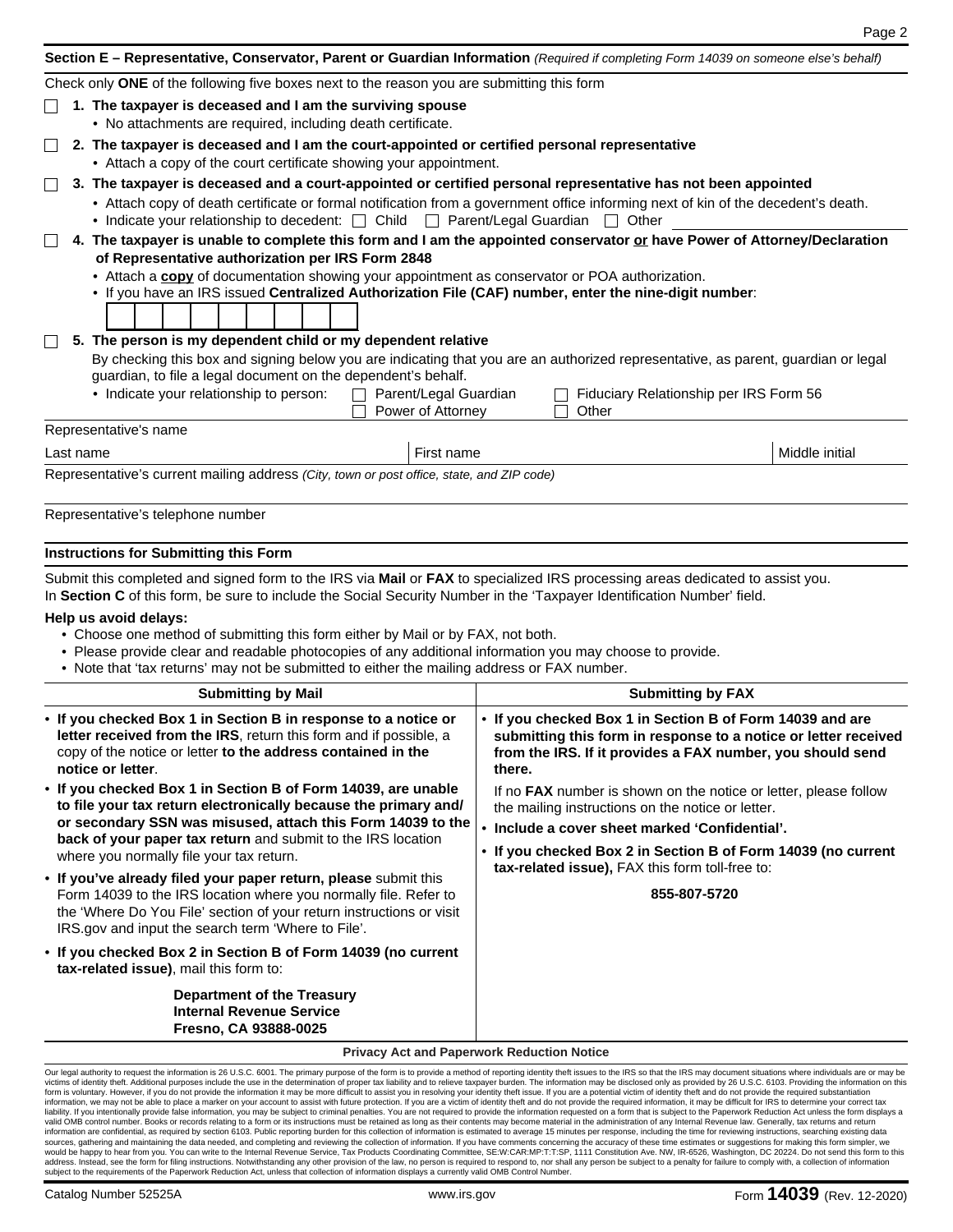## Section E – Representative, Conservator, Parent or Guardian Information *(Required if completing Form 14039 on someone else's behalf)*

Check only **ONE** of the following five boxes next to the reason you are submitting this form

☐ **1. The taxpayer is deceased and I am the surviving spouse**
- No attachments are required, including death certificate.

☐ **2. The taxpayer is deceased and I am the court-appointed or certified personal representative**
- Attach a copy of the court certificate showing your appointment.

☐ **3. The taxpayer is deceased and a court-appointed or certified personal representative has not been appointed**
- Attach copy of death certificate or formal notification from a government office informing next of kin of the decedent's death.
- Indicate your relationship to decedent: ☐ Child ☐ Parent/Legal Guardian ☐ Other

☐ **4. The taxpayer is unable to complete this form and I am the appointed conservator or have Power of Attorney/Declaration of Representative authorization per IRS Form 2848**
- Attach a **copy** of documentation showing your appointment as conservator or POA authorization.
- If you have an IRS issued **Centralized Authorization File (CAF) number, enter the nine-digit number**:

☐ **5. The person is my dependent child or my dependent relative**

By checking this box and signing below you are indicating that you are an authorized representative, as parent, guardian or legal guardian, to file a legal document on the dependent's behalf.
- Indicate your relationship to person: ☐ Parent/Legal Guardian ☐ Fiduciary Relationship per IRS Form 56 ☐ Power of Attorney ☐ Other

Representative's name

| Last name | First name | Middle initial |
|---|---|---|
| | | |

Representative's current mailing address *(City, town or post office, state, and ZIP code)*

Representative's telephone number

## Instructions for Submitting this Form

Submit this completed and signed form to the IRS via **Mail** or **FAX** to specialized IRS processing areas dedicated to assist you.
In **Section C** of this form, be sure to include the Social Security Number in the 'Taxpayer Identification Number' field.

**Help us avoid delays:**
- Choose one method of submitting this form either by Mail or by FAX, not both.
- Please provide clear and readable photocopies of any additional information you may choose to provide.
- Note that 'tax returns' may not be submitted to either the mailing address or FAX number.

### Submitting by Mail

- **If you checked Box 1 in Section B in response to a notice or letter received from the IRS**, return this form and if possible, a copy of the notice or letter **to the address contained in the notice or letter**.
- **If you checked Box 1 in Section B of Form 14039, are unable to file your tax return electronically because the primary and/ or secondary SSN was misused, attach this Form 14039 to the back of your paper tax return** and submit to the IRS location where you normally file your tax return.
- **If you've already filed your paper return, please** submit this Form 14039 to the IRS location where you normally file. Refer to the 'Where Do You File' section of your return instructions or visit IRS.gov and input the search term 'Where to File'.
- **If you checked Box 2 in Section B of Form 14039 (no current tax-related issue)**, mail this form to:

**Department of the Treasury**
**Internal Revenue Service**
**Fresno, CA 93888-0025**

### Submitting by FAX

- **If you checked Box 1 in Section B of Form 14039 and are submitting this form in response to a notice or letter received from the IRS. If it provides a FAX number, you should send there.**

  If no **FAX** number is shown on the notice or letter, please follow the mailing instructions on the notice or letter.
- **Include a cover sheet marked 'Confidential'.**
- **If you checked Box 2 in Section B of Form 14039 (no current tax-related issue),** FAX this form toll-free to:

**855-807-5720**

### Privacy Act and Paperwork Reduction Notice

Our legal authority to request the information is 26 U.S.C. 6001. The primary purpose of the form is to provide a method of reporting identity theft issues to the IRS so that the IRS may document situations where individuals are or may be victims of identity theft. Additional purposes include the use in the determination of proper tax liability and to relieve taxpayer burden. The information may be disclosed only as provided by 26 U.S.C. 6103. Providing the information on this form is voluntary. However, if you do not provide the information it may be more difficult to assist you in resolving your identity theft issue. If you are a potential victim of identity theft and do not provide the required substantiation information, we may not be able to place a marker on your account to assist with future protection. If you are a victim of identity theft and do not provide the required information, it may be difficult for IRS to determine your correct tax liability. If you intentionally provide false information, you may be subject to criminal penalties. You are not required to provide the information requested on a form that is subject to the Paperwork Reduction Act unless the form displays a valid OMB control number. Books or records relating to a form or its instructions must be retained as long as their contents may become material in the administration of any Internal Revenue law. Generally, tax returns and return information are confidential, as required by section 6103. Public reporting burden for this collection of information is estimated to average 15 minutes per response, including the time for reviewing instructions, searching existing data sources, gathering and maintaining the data needed, and completing and reviewing the collection of information. If you have comments concerning the accuracy of these time estimates or suggestions for making this form simpler, we would be happy to hear from you. You can write to the Internal Revenue Service, Tax Products Coordinating Committee, SE:W:CAR:MP:T:T:SP, 1111 Constitution Ave. NW, IR-6526, Washington, DC 20224. Do not send this form to this address. Instead, see the form for filing instructions. Notwithstanding any other provision of the law, no person is required to respond to, nor shall any person be subject to a penalty for failure to comply with, a collection of information subject to the requirements of the Paperwork Reduction Act, unless that collection of information displays a currently valid OMB Control Number.

Catalog Number 52525A www.irs.gov Form **14039** (Rev. 12-2020)